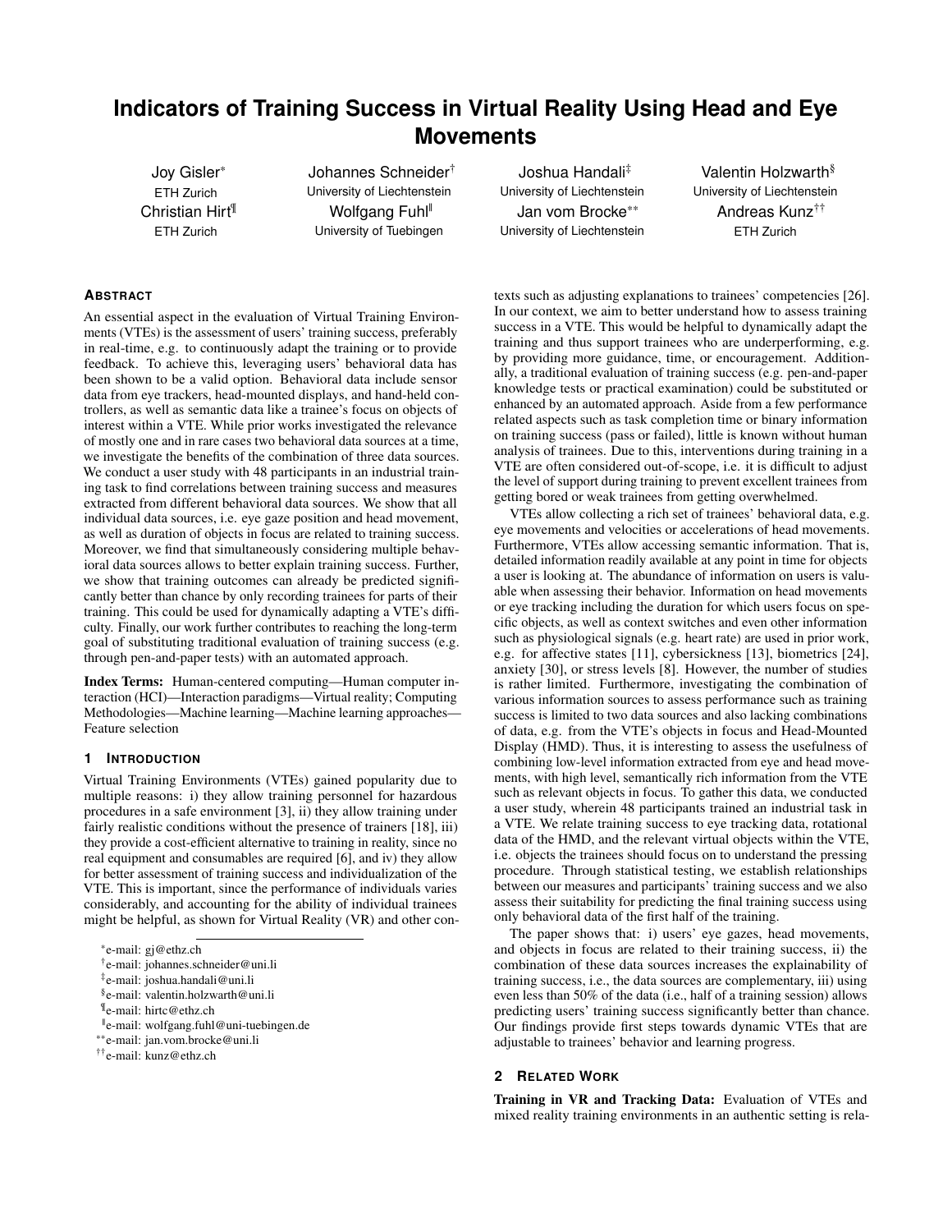# Indicators of Training Success in Virtual Reality Using Head and Eye Movements

Joy Gisler[*] ETH Zurich

Johannes Schneider[†] University of Liechtenstein

Joshua Handali[‡] University of Liechtenstein

Valentin Holzwarth[§] University of Liechtenstein

Christian Hirt[¶] ETH Zurich

Wolfgang Fuhl[‖] University of Tuebingen

Jan vom Brocke[**] University of Liechtenstein

Andreas Kunz[††] ETH Zurich

## Abstract

An essential aspect in the evaluation of Virtual Training Environments (VTEs) is the assessment of users' training success, preferably in real-time, e.g. to continuously adapt the training or to provide feedback. To achieve this, leveraging users' behavioral data has been shown to be a valid option. Behavioral data include sensor data from eye trackers, head-mounted displays, and hand-held controllers, as well as semantic data like a trainee's focus on objects of interest within a VTE. While prior works investigated the relevance of mostly one and in rare cases two behavioral data sources at a time, we investigate the benefits of the combination of three data sources. We conduct a user study with 48 participants in an industrial training task to find correlations between training success and measures extracted from different behavioral data sources. We show that all individual data sources, i.e. eye gaze position and head movement, as well as duration of objects in focus are related to training success. Moreover, we find that simultaneously considering multiple behavioral data sources allows to better explain training success. Further, we show that training outcomes can already be predicted significantly better than chance by only recording trainees for parts of their training. This could be used for dynamically adapting a VTE's difficulty. Finally, our work further contributes to reaching the long-term goal of substituting traditional evaluation of training success (e.g. through pen-and-paper tests) with an automated approach.

**Index Terms:** Human-centered computing—Human computer interaction (HCI)—Interaction paradigms—Virtual reality; Computing Methodologies—Machine learning—Machine learning approaches—Feature selection

## 1 Introduction

Virtual Training Environments (VTEs) gained popularity due to multiple reasons: i) they allow training personnel for hazardous procedures in a safe environment [3], ii) they allow training under fairly realistic conditions without the presence of trainers [18], iii) they provide a cost-efficient alternative to training in reality, since no real equipment and consumables are required [6], and iv) they allow for better assessment of training success and individualization of the VTE. This is important, since the performance of individuals varies considerably, and accounting for the ability of individual trainees might be helpful, as shown for Virtual Reality (VR) and other contexts such as adjusting explanations to trainees' competencies [26]. In our context, we aim to better understand how to assess training success in a VTE. This would be helpful to dynamically adapt the training and thus support trainees who are underperforming, e.g. by providing more guidance, time, or encouragement. Additionally, a traditional evaluation of training success (e.g. pen-and-paper knowledge tests or practical examination) could be substituted or enhanced by an automated approach. Aside from a few performance related aspects such as task completion time or binary information on training success (pass or failed), little is known without human analysis of trainees. Due to this, interventions during training in a VTE are often considered out-of-scope, i.e. it is difficult to adjust the level of support during training to prevent excellent trainees from getting bored or weak trainees from getting overwhelmed.

VTEs allow collecting a rich set of trainees' behavioral data, e.g. eye movements and velocities or accelerations of head movements. Furthermore, VTEs allow accessing semantic information. That is, detailed information readily available at any point in time for objects a user is looking at. The abundance of information on users is valuable when assessing their behavior. Information on head movements or eye tracking including the duration for which users focus on specific objects, as well as context switches and even other information such as physiological signals (e.g. heart rate) are used in prior work, e.g. for affective states [11], cybersickness [13], biometrics [24], anxiety [30], or stress levels [8]. However, the number of studies is rather limited. Furthermore, investigating the combination of various information sources to assess performance such as training success is limited to two data sources and also lacking combinations of data, e.g. from the VTE's objects in focus and Head-Mounted Display (HMD). Thus, it is interesting to assess the usefulness of combining low-level information extracted from eye and head movements, with high level, semantically rich information from the VTE such as relevant objects in focus. To gather this data, we conducted a user study, wherein 48 participants trained an industrial task in a VTE. We relate training success to eye tracking data, rotational data of the HMD, and the relevant virtual objects within the VTE, i.e. objects the trainees should focus on to understand the pressing procedure. Through statistical testing, we establish relationships between our measures and participants' training success and we also assess their suitability for predicting the final training success using only behavioral data of the first half of the training.

The paper shows that: i) users' eye gazes, head movements, and objects in focus are related to their training success, ii) the combination of these data sources increases the explainability of training success, i.e., the data sources are complementary, iii) using even less than 50% of the data (i.e., half of a training session) allows predicting users' training success significantly better than chance. Our findings provide first steps towards dynamic VTEs that are adjustable to trainees' behavior and learning progress.

## 2 Related Work

**Training in VR and Tracking Data:** Evaluation of VTEs and mixed reality training environments in an authentic setting is rela-

[*] e-mail: gj@ethz.ch
[†] e-mail: johannes.schneider@uni.li
[‡] e-mail: joshua.handali@uni.li
[§] e-mail: valentin.holzwarth@uni.li
[¶] e-mail: hirtc@ethz.ch
[‖] e-mail: wolfgang.fuhl@uni-tuebingen.de
[**] e-mail: jan.vom.brocke@uni.li
[††] e-mail: kunz@ethz.ch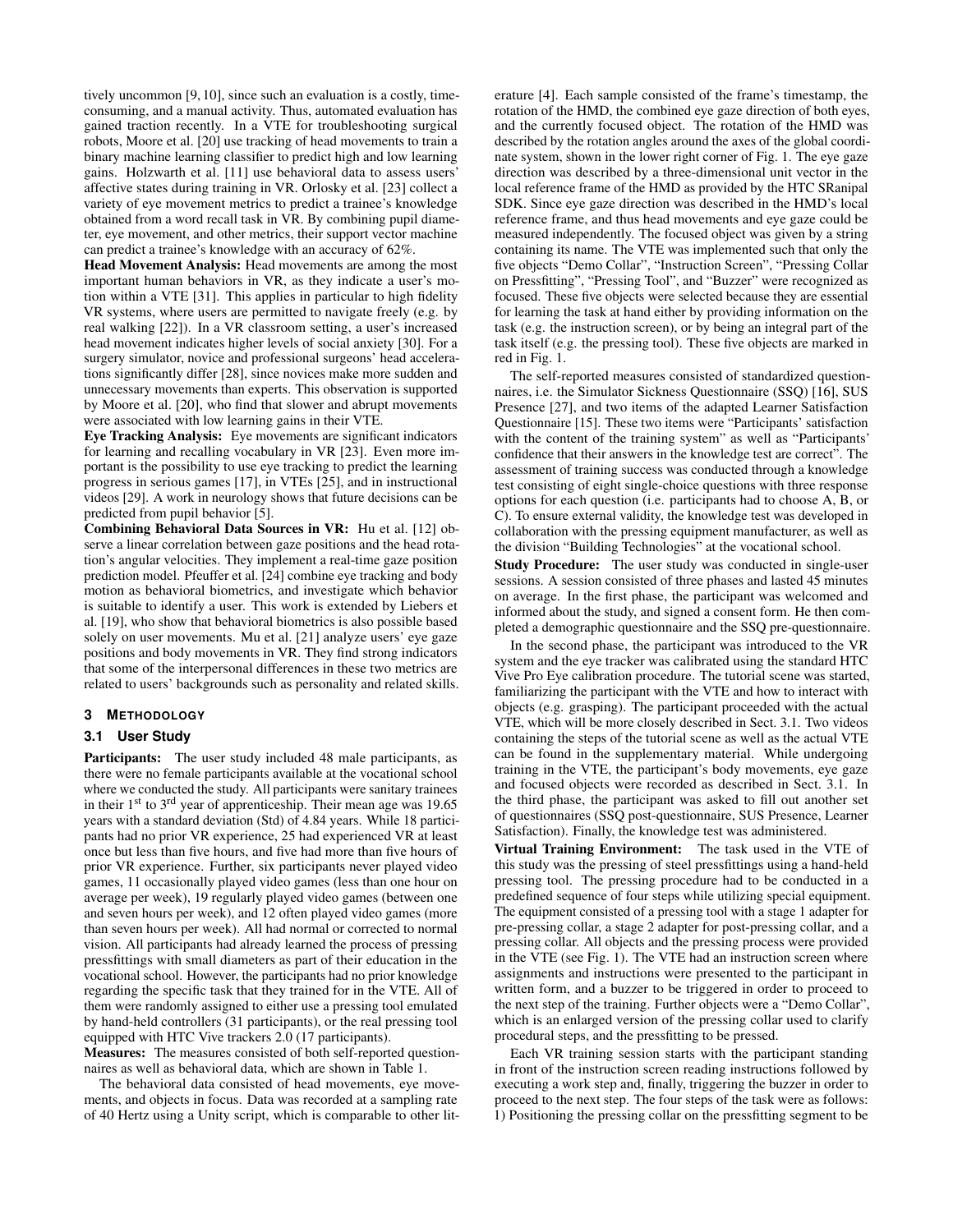tively uncommon [9, 10], since such an evaluation is a costly, time-consuming, and a manual activity. Thus, automated evaluation has gained traction recently. In a VTE for troubleshooting surgical robots, Moore et al. [20] use tracking of head movements to train a binary machine learning classifier to predict high and low learning gains. Holzwarth et al. [11] use behavioral data to assess users' affective states during training in VR. Orlosky et al. [23] collect a variety of eye movement metrics to predict a trainee's knowledge obtained from a word recall task in VR. By combining pupil diameter, eye movement, and other metrics, their support vector machine can predict a trainee's knowledge with an accuracy of 62%.

**Head Movement Analysis:** Head movements are among the most important human behaviors in VR, as they indicate a user's motion within a VTE [31]. This applies in particular to high fidelity VR systems, where users are permitted to navigate freely (e.g. by real walking [22]). In a VR classroom setting, a user's increased head movement indicates higher levels of social anxiety [30]. For a surgery simulator, novice and professional surgeons' head accelerations significantly differ [28], since novices make more sudden and unnecessary movements than experts. This observation is supported by Moore et al. [20], who find that slower and abrupt movements were associated with low learning gains in their VTE.

**Eye Tracking Analysis:** Eye movements are significant indicators for learning and recalling vocabulary in VR [23]. Even more important is the possibility to use eye tracking to predict the learning progress in serious games [17], in VTEs [25], and in instructional videos [29]. A work in neurology shows that future decisions can be predicted from pupil behavior [5].

**Combining Behavioral Data Sources in VR:** Hu et al. [12] observe a linear correlation between gaze positions and the head rotation's angular velocities. They implement a real-time gaze position prediction model. Pfeuffer et al. [24] combine eye tracking and body motion as behavioral biometrics, and investigate which behavior is suitable to identify a user. This work is extended by Liebers et al. [19], who show that behavioral biometrics is also possible based solely on user movements. Mu et al. [21] analyze users' eye gaze positions and body movements in VR. They find strong indicators that some of the interpersonal differences in these two metrics are related to users' backgrounds such as personality and related skills.

## 3 Methodology

### 3.1 User Study

**Participants:** The user study included 48 male participants, as there were no female participants available at the vocational school where we conducted the study. All participants were sanitary trainees in their 1st to 3rd year of apprenticeship. Their mean age was 19.65 years with a standard deviation (Std) of 4.84 years. While 18 participants had no prior VR experience, 25 had experienced VR at least once but less than five hours, and five had more than five hours of prior VR experience. Further, six participants never played video games, 11 occasionally played video games (less than one hour on average per week), 19 regularly played video games (between one and seven hours per week), and 12 often played video games (more than seven hours per week). All had normal or corrected to normal vision. All participants had already learned the process of pressing pressfittings with small diameters as part of their education in the vocational school. However, the participants had no prior knowledge regarding the specific task that they trained for in the VTE. All of them were randomly assigned to either use a pressing tool emulated by hand-held controllers (31 participants), or the real pressing tool equipped with HTC Vive trackers 2.0 (17 participants).

**Measures:** The measures consisted of both self-reported questionnaires as well as behavioral data, which are shown in Table 1.

The behavioral data consisted of head movements, eye movements, and objects in focus. Data was recorded at a sampling rate of 40 Hertz using a Unity script, which is comparable to other literature [4]. Each sample consisted of the frame's timestamp, the rotation of the HMD, the combined eye gaze direction of both eyes, and the currently focused object. The rotation of the HMD was described by the rotation angles around the axes of the global coordinate system, shown in the lower right corner of Fig. 1. The eye gaze direction was described by a three-dimensional unit vector in the local reference frame of the HMD as provided by the HTC SRanipal SDK. Since eye gaze direction was described in the HMD's local reference frame, and thus head movements and eye gaze could be measured independently. The focused object was given by a string containing its name. The VTE was implemented such that only the five objects "Demo Collar", "Instruction Screen", "Pressing Collar on Pressfitting", "Pressing Tool", and "Buzzer" were recognized as focused. These five objects were selected because they are essential for learning the task at hand either by providing information on the task (e.g. the instruction screen), or by being an integral part of the task itself (e.g. the pressing tool). These five objects are marked in red in Fig. 1.

The self-reported measures consisted of standardized questionnaires, i.e. the Simulator Sickness Questionnaire (SSQ) [16], SUS Presence [27], and two items of the adapted Learner Satisfaction Questionnaire [15]. These two items were "Participants' satisfaction with the content of the training system" as well as "Participants' confidence that their answers in the knowledge test are correct". The assessment of training success was conducted through a knowledge test consisting of eight single-choice questions with three response options for each question (i.e. participants had to choose A, B, or C). To ensure external validity, the knowledge test was developed in collaboration with the pressing equipment manufacturer, as well as the division "Building Technologies" at the vocational school.

**Study Procedure:** The user study was conducted in single-user sessions. A session consisted of three phases and lasted 45 minutes on average. In the first phase, the participant was welcomed and informed about the study, and signed a consent form. He then completed a demographic questionnaire and the SSQ pre-questionnaire.

In the second phase, the participant was introduced to the VR system and the eye tracker was calibrated using the standard HTC Vive Pro Eye calibration procedure. The tutorial scene was started, familiarizing the participant with the VTE and how to interact with objects (e.g. grasping). The participant proceeded with the actual VTE, which will be more closely described in Sect. 3.1. Two videos containing the steps of the tutorial scene as well as the actual VTE can be found in the supplementary material. While undergoing training in the VTE, the participant's body movements, eye gaze and focused objects were recorded as described in Sect. 3.1. In the third phase, the participant was asked to fill out another set of questionnaires (SSQ post-questionnaire, SUS Presence, Learner Satisfaction). Finally, the knowledge test was administered.

**Virtual Training Environment:** The task used in the VTE of this study was the pressing of steel pressfittings using a hand-held pressing tool. The pressing procedure had to be conducted in a predefined sequence of four steps while utilizing special equipment. The equipment consisted of a pressing tool with a stage 1 adapter for pre-pressing collar, a stage 2 adapter for post-pressing collar, and a pressing collar. All objects and the pressing process were provided in the VTE (see Fig. 1). The VTE had an instruction screen where assignments and instructions were presented to the participant in written form, and a buzzer to be triggered in order to proceed to the next step of the training. Further objects were a "Demo Collar", which is an enlarged version of the pressing collar used to clarify procedural steps, and the pressfitting to be pressed.

Each VR training session starts with the participant standing in front of the instruction screen reading instructions followed by executing a work step and, finally, triggering the buzzer in order to proceed to the next step. The four steps of the task were as follows: 1) Positioning the pressing collar on the pressfitting segment to be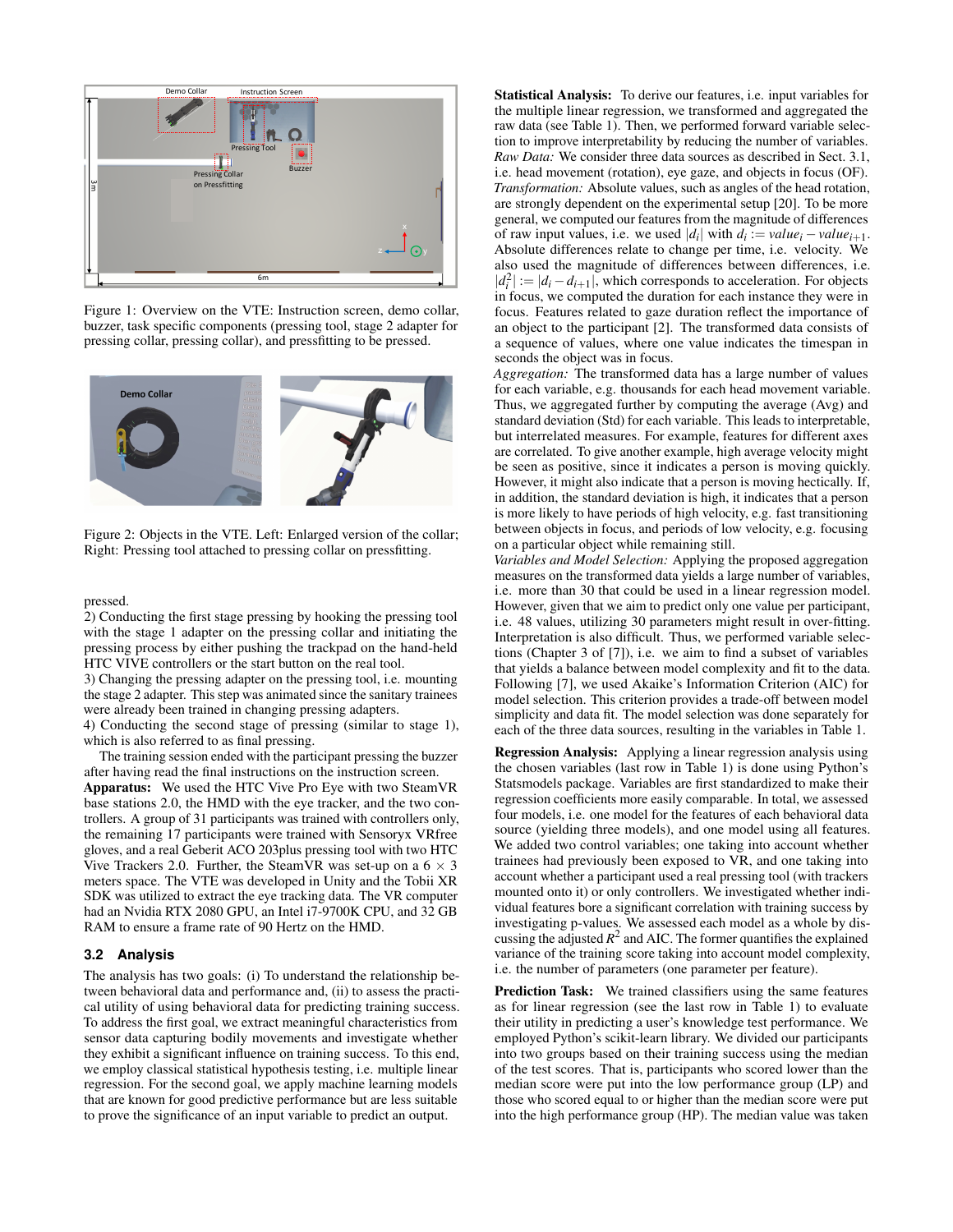Figure 1: Overview on the VTE: Instruction screen, demo collar, buzzer, task specific components (pressing tool, stage 2 adapter for pressing collar, pressing collar), and pressfitting to be pressed.

Figure 2: Objects in the VTE. Left: Enlarged version of the collar; Right: Pressing tool attached to pressing collar on pressfitting.

pressed.

2) Conducting the first stage pressing by hooking the pressing tool with the stage 1 adapter on the pressing collar and initiating the pressing process by either pushing the trackpad on the hand-held HTC VIVE controllers or the start button on the real tool.

3) Changing the pressing adapter on the pressing tool, i.e. mounting the stage 2 adapter. This step was animated since the sanitary trainees were already been trained in changing pressing adapters.

4) Conducting the second stage of pressing (similar to stage 1), which is also referred to as final pressing.

The training session ended with the participant pressing the buzzer after having read the final instructions on the instruction screen.

**Apparatus:** We used the HTC Vive Pro Eye with two SteamVR base stations 2.0, the HMD with the eye tracker, and the two controllers. A group of 31 participants was trained with controllers only, the remaining 17 participants were trained with Sensoryx VRfree gloves, and a real Geberit ACO 203plus pressing tool with two HTC Vive Trackers 2.0. Further, the SteamVR was set-up on a 6 $\times$ 3 meters space. The VTE was developed in Unity and the Tobii XR SDK was utilized to extract the eye tracking data. The VR computer had an Nvidia RTX 2080 GPU, an Intel i7-9700K CPU, and 32 GB RAM to ensure a frame rate of 90 Hertz on the HMD.

### 3.2 Analysis

The analysis has two goals: (i) To understand the relationship between behavioral data and performance and, (ii) to assess the practical utility of using behavioral data for predicting training success. To address the first goal, we extract meaningful characteristics from sensor data capturing bodily movements and investigate whether they exhibit a significant influence on training success. To this end, we employ classical statistical hypothesis testing, i.e. multiple linear regression. For the second goal, we apply machine learning models that are known for good predictive performance but are less suitable to prove the significance of an input variable to predict an output.

**Statistical Analysis:** To derive our features, i.e. input variables for the multiple linear regression, we transformed and aggregated the raw data (see Table 1). Then, we performed forward variable selection to improve interpretability by reducing the number of variables.

*Raw Data:* We consider three data sources as described in Sect. 3.1, i.e. head movement (rotation), eye gaze, and objects in focus (OF).

*Transformation:* Absolute values, such as angles of the head rotation, are strongly dependent on the experimental setup [20]. To be more general, we computed our features from the magnitude of differences of raw input values, i.e. we used $|d_i|$ with $d_i := value_i - value_{i+1}$. Absolute differences relate to change per time, i.e. velocity. We also used the magnitude of differences between differences, i.e. $|d_i^2| := |d_i - d_{i+1}|$, which corresponds to acceleration. For objects in focus, we computed the duration for each instance they were in focus. Features related to gaze duration reflect the importance of an object to the participant [2]. The transformed data consists of a sequence of values, where one value indicates the timespan in seconds the object was in focus.

*Aggregation:* The transformed data has a large number of values for each variable, e.g. thousands for each head movement variable. Thus, we aggregated further by computing the average (Avg) and standard deviation (Std) for each variable. This leads to interpretable, but interrelated measures. For example, features for different axes are correlated. To give another example, high average velocity might be seen as positive, since it indicates a person is moving quickly. However, it might also indicate that a person is moving hectically. If, in addition, the standard deviation is high, it indicates that a person is more likely to have periods of high velocity, e.g. fast transitioning between objects in focus, and periods of low velocity, e.g. focusing on a particular object while remaining still.

*Variables and Model Selection:* Applying the proposed aggregation measures on the transformed data yields a large number of variables, i.e. more than 30 that could be used in a linear regression model. However, given that we aim to predict only one value per participant, i.e. 48 values, utilizing 30 parameters might result in over-fitting. Interpretation is also difficult. Thus, we performed variable selections (Chapter 3 of [7]), i.e. we aim to find a subset of variables that yields a balance between model complexity and fit to the data. Following [7], we used Akaike's Information Criterion (AIC) for model selection. This criterion provides a trade-off between model simplicity and data fit. The model selection was done separately for each of the three data sources, resulting in the variables in Table 1.

**Regression Analysis:** Applying a linear regression analysis using the chosen variables (last row in Table 1) is done using Python's Statsmodels package. Variables are first standardized to make their regression coefficients more easily comparable. In total, we assessed four models, i.e. one model for the features of each behavioral data source (yielding three models), and one model using all features. We added two control variables; one taking into account whether trainees had previously been exposed to VR, and one taking into account whether a participant used a real pressing tool (with trackers mounted onto it) or only controllers. We investigated whether individual features bore a significant correlation with training success by investigating p-values. We assessed each model as a whole by discussing the adjusted $R^2$ and AIC. The former quantifies the explained variance of the training score taking into account model complexity, i.e. the number of parameters (one parameter per feature).

**Prediction Task:** We trained classifiers using the same features as for linear regression (see the last row in Table 1) to evaluate their utility in predicting a user's knowledge test performance. We employed Python's scikit-learn library. We divided our participants into two groups based on their training success using the median of the test scores. That is, participants who scored lower than the median score were put into the low performance group (LP) and those who scored equal to or higher than the median score were put into the high performance group (HP). The median value was taken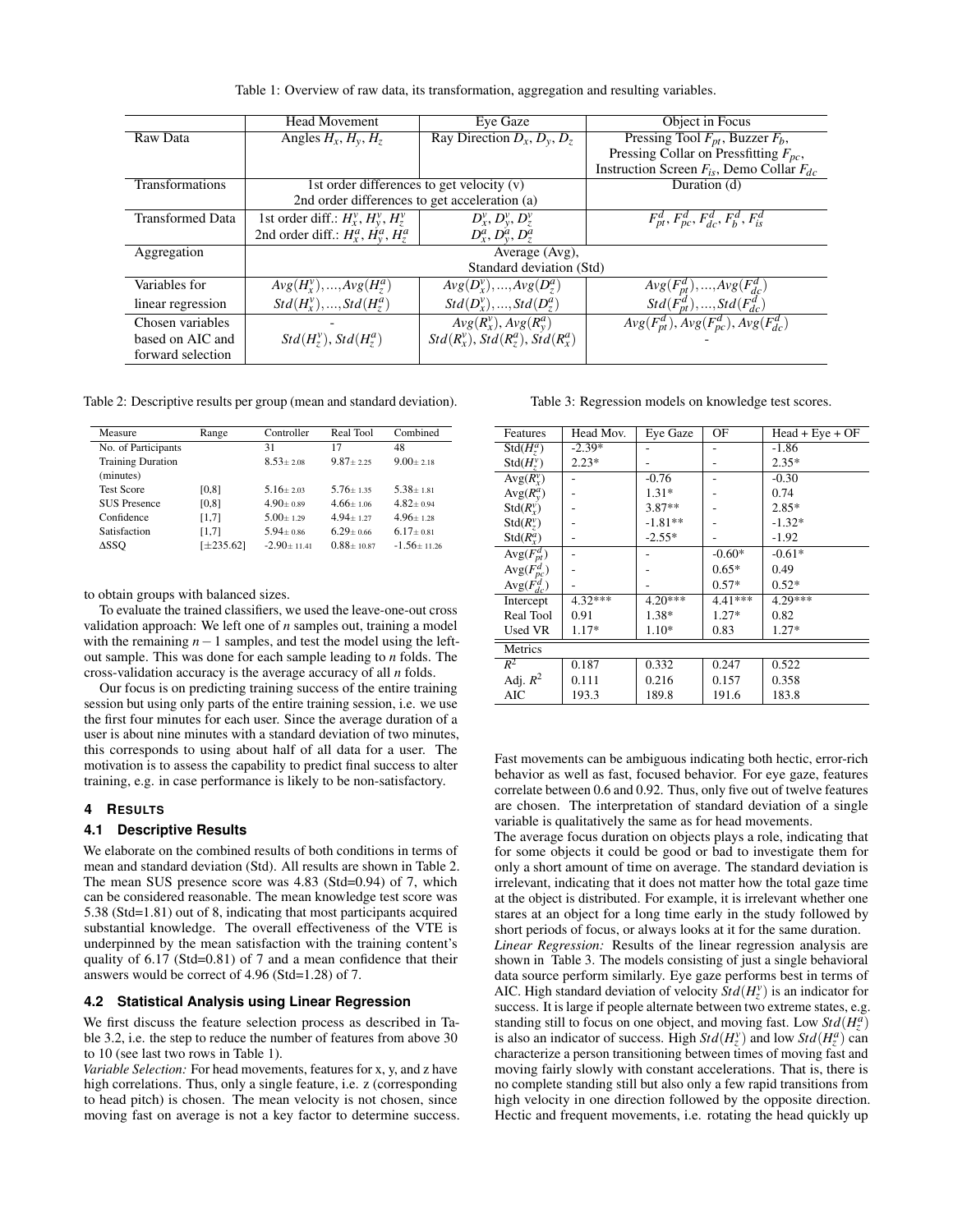Table 1: Overview of raw data, its transformation, aggregation and resulting variables.

| | Head Movement | Eye Gaze | Object in Focus |
|---|---|---|---|
| Raw Data | Angles $H_x$, $H_y$, $H_z$ | Ray Direction $D_x$, $D_y$, $D_z$ | Pressing Tool $F_{pt}$, Buzzer $F_b$, Pressing Collar on Pressfitting $F_{pc}$, Instruction Screen $F_{is}$, Demo Collar $F_{dc}$ |
| Transformations | 1st order differences to get velocity (v) 2nd order differences to get acceleration (a) | | Duration (d) |
| Transformed Data | 1st order diff.: $H_x^v$, $H_y^v$, $H_z^v$ 2nd order diff.: $H_x^a$, $H_y^a$, $H_z^a$ | $D_x^v$, $D_y^v$, $D_z^v$ $D_x^a$, $D_y^a$, $D_z^a$ | $F_{pt}^d$, $F_{pc}^d$, $F_{dc}^d$, $F_b^d$, $F_{is}^d$ |
| Aggregation | Average (Avg), Standard deviation (Std) | | |
| Variables for linear regression | $Avg(H_x^v),...,Avg(H_z^a)$ $Std(H_x^v),...,Std(H_z^a)$ | $Avg(D_x^v),...,Avg(D_z^a)$ $Std(D_x^v),...,Std(D_z^a)$ | $Avg(F_{pt}^d),...,Avg(F_{dc}^d)$ $Std(F_{pt}^d),...,Std(F_{dc}^d)$ |
| Chosen variables based on AIC and forward selection | - $Std(H_z^v)$, $Std(H_z^a)$ | $Avg(R_x^v)$, $Avg(R_y^a)$ $Std(R_x^v)$, $Std(R_z^a)$, $Std(R_x^a)$ | $Avg(F_{pt}^d)$, $Avg(F_{pc}^d)$, $Avg(F_{dc}^d)$ - |

Table 2: Descriptive results per group (mean and standard deviation).

| Measure | Range | Controller | Real Tool | Combined |
|---|---|---|---|---|
| No. of Participants | | 31 | 17 | 48 |
| Training Duration (minutes) | | $8.53 \pm 2.08$ | $9.87 \pm 2.25$ | $9.00 \pm 2.18$ |
| Test Score | [0,8] | $5.16 \pm 2.03$ | $5.76 \pm 1.35$ | $5.38 \pm 1.81$ |
| SUS Presence | [0,8] | $4.90 \pm 0.89$ | $4.66 \pm 1.06$ | $4.82 \pm 0.94$ |
| Confidence | [1,7] | $5.00 \pm 1.29$ | $4.94 \pm 1.27$ | $4.96 \pm 1.28$ |
| Satisfaction | [1,7] | $5.94 \pm 0.86$ | $6.29 \pm 0.66$ | $6.17 \pm 0.81$ |
| ΔSSQ | [±235.62] | $-2.90 \pm 11.41$ | $0.88 \pm 10.87$ | $-1.56 \pm 11.26$ |

to obtain groups with balanced sizes.

To evaluate the trained classifiers, we used the leave-one-out cross validation approach: We left one of $n$ samples out, training a model with the remaining $n-1$ samples, and test the model using the left-out sample. This was done for each sample leading to $n$ folds. The cross-validation accuracy is the average accuracy of all $n$ folds.

Our focus is on predicting training success of the entire training session but using only parts of the entire training session, i.e. we use the first four minutes for each user. Since the average duration of a user is about nine minutes with a standard deviation of two minutes, this corresponds to using about half of all data for a user. The motivation is to assess the capability to predict final success to alter training, e.g. in case performance is likely to be non-satisfactory.

## 4 Results

### 4.1 Descriptive Results

We elaborate on the combined results of both conditions in terms of mean and standard deviation (Std). All results are shown in Table 2. The mean SUS presence score was 4.83 (Std=0.94) of 7, which can be considered reasonable. The mean knowledge test score was 5.38 (Std=1.81) out of 8, indicating that most participants acquired substantial knowledge. The overall effectiveness of the VTE is underpinned by the mean satisfaction with the training content's quality of 6.17 (Std=0.81) of 7 and a mean confidence that their answers would be correct of 4.96 (Std=1.28) of 7.

### 4.2 Statistical Analysis using Linear Regression

We first discuss the feature selection process as described in Table 3.2, i.e. the step to reduce the number of features from above 30 to 10 (see last two rows in Table 1).

*Variable Selection:* For head movements, features for x, y, and z have high correlations. Thus, only a single feature, i.e. z (corresponding to head pitch) is chosen. The mean velocity is not chosen, since moving fast on average is not a key factor to determine success.

Table 3: Regression models on knowledge test scores.

| Features | Head Mov. | Eye Gaze | OF | Head + Eye + OF |
|---|---|---|---|---|
| $Std(H_z^a)$ | -2.39* | - | - | -1.86 |
| $Std(H_z^v)$ | 2.23* | - | - | 2.35* |
| $Avg(R_x^v)$ | - | -0.76 | - | -0.30 |
| $Avg(R_y^a)$ | - | 1.31* | - | 0.74 |
| $Std(R_x^v)$ | - | 3.87** | - | 2.85* |
| $Std(R_z^v)$ | - | -1.81** | - | -1.32* |
| $Std(R_x^a)$ | - | -2.55* | - | -1.92 |
| $Avg(F_{pt}^d)$ | - | - | -0.60* | -0.61* |
| $Avg(F_{pc}^d)$ | - | - | 0.65* | 0.49 |
| $Avg(F_{dc}^d)$ | - | - | 0.57* | 0.52* |
| Intercept | 4.32*** | 4.20*** | 4.41*** | 4.29*** |
| Real Tool | 0.91 | 1.38* | 1.27* | 0.82 |
| Used VR | 1.17* | 1.10* | 0.83 | 1.27* |
| **Metrics** | | | | |
| $R^2$ | 0.187 | 0.332 | 0.247 | 0.522 |
| Adj. $R^2$ | 0.111 | 0.216 | 0.157 | 0.358 |
| AIC | 193.3 | 189.8 | 191.6 | 183.8 |

Fast movements can be ambiguous indicating both hectic, error-rich behavior as well as fast, focused behavior. For eye gaze, features correlate between 0.6 and 0.92. Thus, only five out of twelve features are chosen. The interpretation of standard deviation of a single variable is qualitatively the same as for head movements.

The average focus duration on objects plays a role, indicating that for some objects it could be good or bad to investigate them for only a short amount of time on average. The standard deviation is irrelevant, indicating that it does not matter how the total gaze time at the object is distributed. For example, it is irrelevant whether one stares at an object for a long time early in the study followed by short periods of focus, or always looks at it for the same duration.

*Linear Regression:* Results of the linear regression analysis are shown in Table 3. The models consisting of just a single behavioral data source perform similarly. Eye gaze performs best in terms of AIC. High standard deviation of velocity $Std(H_z^v)$ is an indicator for success. It is large if people alternate between two extreme states, e.g. standing still to focus on one object, and moving fast. Low $Std(H_z^a)$ is also an indicator of success. High $Std(H_z^v)$ and low $Std(H_z^a)$ can characterize a person transitioning between times of moving fast and moving fairly slowly with constant accelerations. That is, there is no complete standing still but also only a few rapid transitions from high velocity in one direction followed by the opposite direction. Hectic and frequent movements, i.e. rotating the head quickly up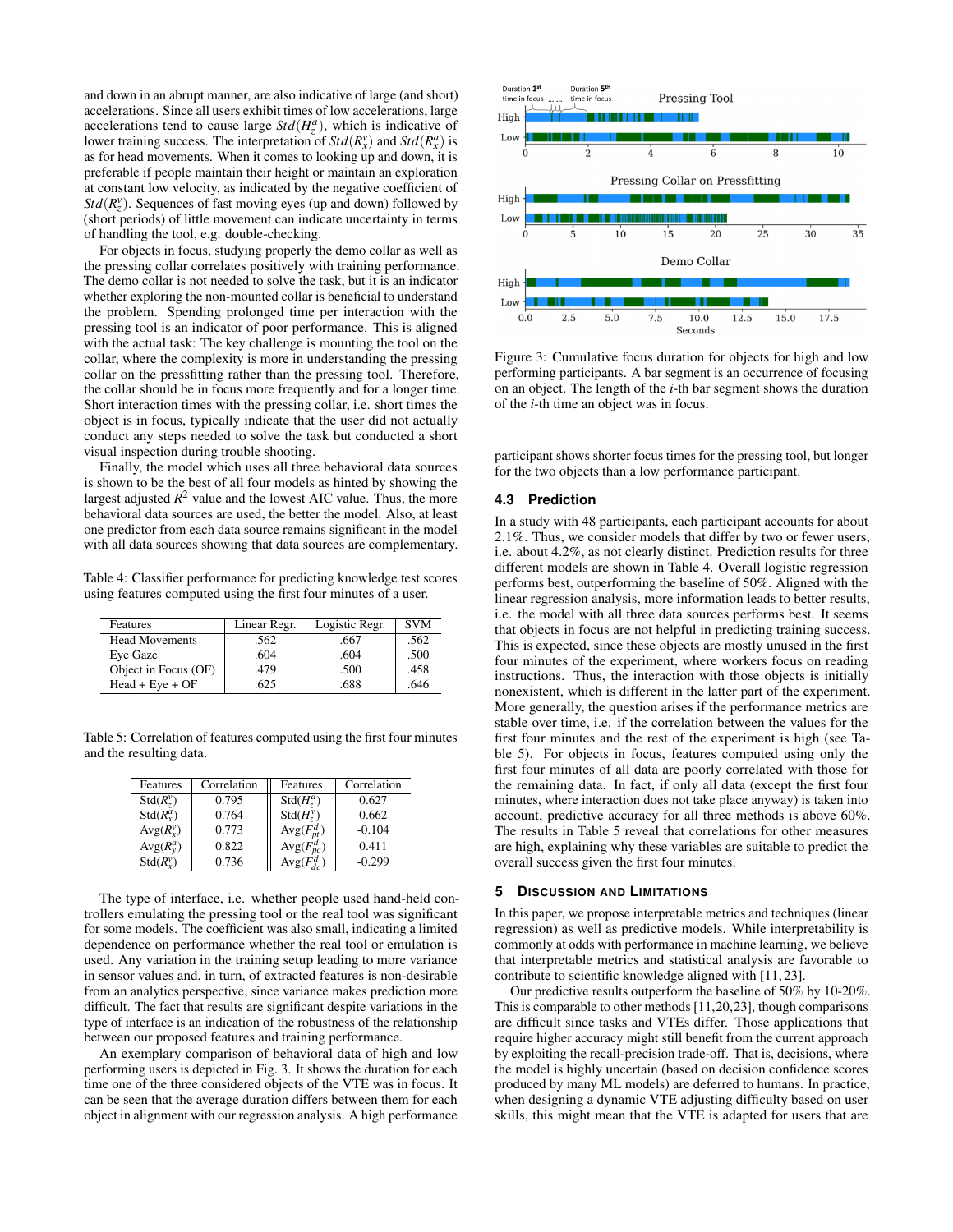and down in an abrupt manner, are also indicative of large (and short) accelerations. Since all users exhibit times of low accelerations, large accelerations tend to cause large $Std(H_z^a)$, which is indicative of lower training success. The interpretation of $Std(R_x^v)$ and $Std(R_x^a)$ is as for head movements. When it comes to looking up and down, it is preferable if people maintain their height or maintain an exploration at constant low velocity, as indicated by the negative coefficient of $Std(R_z^v)$. Sequences of fast moving eyes (up and down) followed by (short periods) of little movement can indicate uncertainty in terms of handling the tool, e.g. double-checking.

For objects in focus, studying properly the demo collar as well as the pressing collar correlates positively with training performance. The demo collar is not needed to solve the task, but it is an indicator whether exploring the non-mounted collar is beneficial to understand the problem. Spending prolonged time per interaction with the pressing tool is an indicator of poor performance. This is aligned with the actual task: The key challenge is mounting the tool on the collar, where the complexity is more in understanding the pressing collar on the pressfitting rather than the pressing tool. Therefore, the collar should be in focus more frequently and for a longer time. Short interaction times with the pressing collar, i.e. short times the object is in focus, typically indicate that the user did not actually conduct any steps needed to solve the task but conducted a short visual inspection during trouble shooting.

Finally, the model which uses all three behavioral data sources is shown to be the best of all four models as hinted by showing the largest adjusted $R^2$ value and the lowest AIC value. Thus, the more behavioral data sources are used, the better the model. Also, at least one predictor from each data source remains significant in the model with all data sources showing that data sources are complementary.

Table 4: Classifier performance for predicting knowledge test scores using features computed using the first four minutes of a user.

| Features | Linear Regr. | Logistic Regr. | SVM |
|---|---|---|---|
| Head Movements | .562 | .667 | .562 |
| Eye Gaze | .604 | .604 | .500 |
| Object in Focus (OF) | .479 | .500 | .458 |
| Head + Eye + OF | .625 | .688 | .646 |

Table 5: Correlation of features computed using the first four minutes and the resulting data.

| Features | Correlation | Features | Correlation |
|---|---|---|---|
| $Std(R_z^v)$ | 0.795 | $Std(H_z^a)$ | 0.627 |
| $Std(R_x^a)$ | 0.764 | $Std(H_z^v)$ | 0.662 |
| $Avg(R_x^v)$ | 0.773 | $Avg(F_{pt}^d)$ | -0.104 |
| $Avg(R_y^a)$ | 0.822 | $Avg(F_{pc}^d)$ | 0.411 |
| $Std(R_x^v)$ | 0.736 | $Avg(F_{dc}^d)$ | -0.299 |

The type of interface, i.e. whether people used hand-held controllers emulating the pressing tool or the real tool was significant for some models. The coefficient was also small, indicating a limited dependence on performance whether the real tool or emulation is used. Any variation in the training setup leading to more variance in sensor values and, in turn, of extracted features is non-desirable from an analytics perspective, since variance makes prediction more difficult. The fact that results are significant despite variations in the type of interface is an indication of the robustness of the relationship between our proposed features and training performance.

An exemplary comparison of behavioral data of high and low performing users is depicted in Fig. 3. It shows the duration for each time one of the three considered objects of the VTE was in focus. It can be seen that the average duration differs between them for each object in alignment with our regression analysis. A high performance participant shows shorter focus times for the pressing tool, but longer for the two objects than a low performance participant.

Figure 3: Cumulative focus duration for objects for high and low performing participants. A bar segment is an occurrence of focusing on an object. The length of the $i$-th bar segment shows the duration of the $i$-th time an object was in focus.

### 4.3 Prediction

In a study with 48 participants, each participant accounts for about 2.1%. Thus, we consider models that differ by two or fewer users, i.e. about 4.2%, as not clearly distinct. Prediction results for three different models are shown in Table 4. Overall logistic regression performs best, outperforming the baseline of 50%. Aligned with the linear regression analysis, more information leads to better results, i.e. the model with all three data sources performs best. It seems that objects in focus are not helpful in predicting training success. This is expected, since these objects are mostly unused in the first four minutes of the experiment, where workers focus on reading instructions. Thus, the interaction with those objects is initially nonexistent, which is different in the latter part of the experiment. More generally, the question arises if the performance metrics are stable over time, i.e. if the correlation between the values for the first four minutes and the rest of the experiment is high (see Table 5). For objects in focus, features computed using only the first four minutes of all data are poorly correlated with those for the remaining data. In fact, if only all data (except the first four minutes, where interaction does not take place anyway) is taken into account, predictive accuracy for all three methods is above 60%. The results in Table 5 reveal that correlations for other measures are high, explaining why these variables are suitable to predict the overall success given the first four minutes.

## 5 Discussion and Limitations

In this paper, we propose interpretable metrics and techniques (linear regression) as well as predictive models. While interpretability is commonly at odds with performance in machine learning, we believe that interpretable metrics and statistical analysis are favorable to contribute to scientific knowledge aligned with [11,23].

Our predictive results outperform the baseline of 50% by 10-20%. This is comparable to other methods [11,20,23], though comparisons are difficult since tasks and VTEs differ. Those applications that require higher accuracy might still benefit from the current approach by exploiting the recall-precision trade-off. That is, decisions, where the model is highly uncertain (based on decision confidence scores produced by many ML models) are deferred to humans. In practice, when designing a dynamic VTE adjusting difficulty based on user skills, this might mean that the VTE is adapted for users that are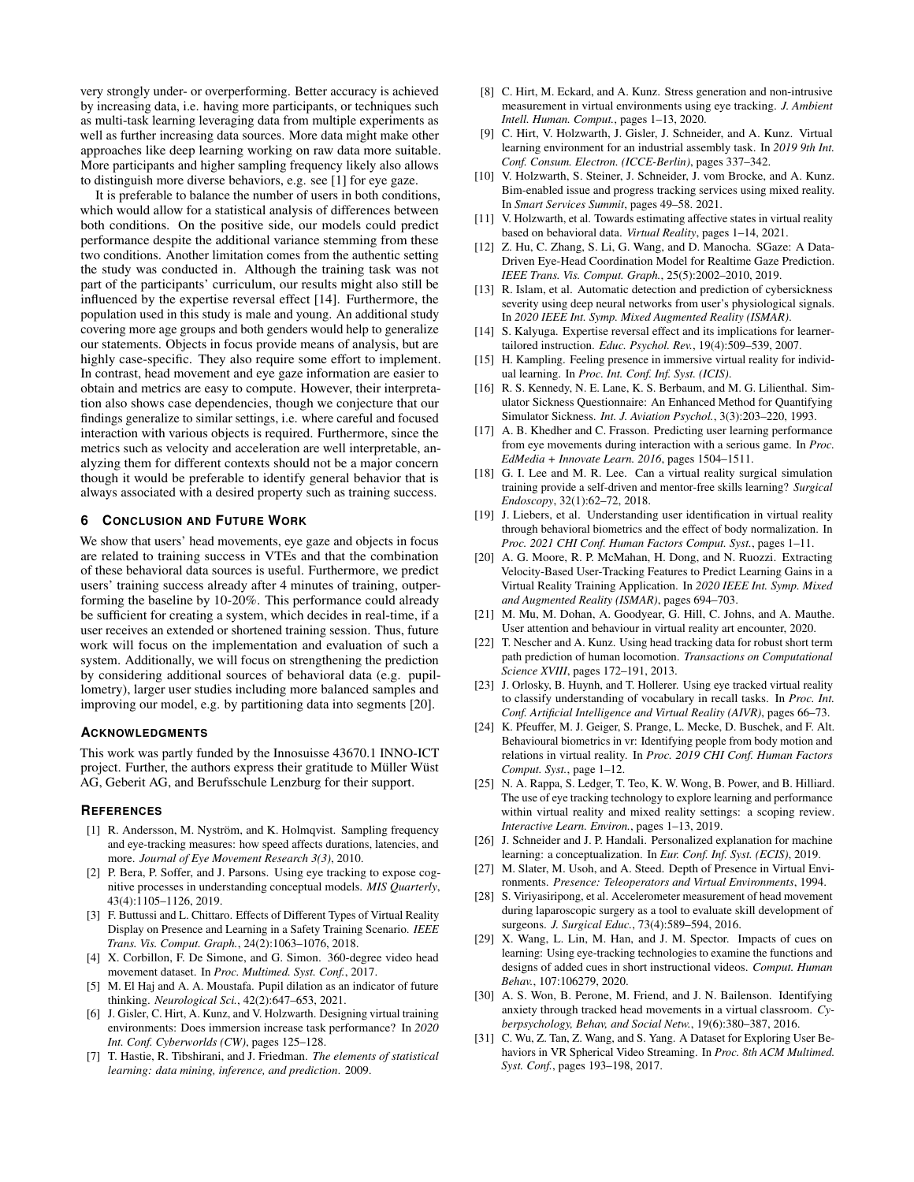very strongly under- or overperforming. Better accuracy is achieved by increasing data, i.e. having more participants, or techniques such as multi-task learning leveraging data from multiple experiments as well as further increasing data sources. More data might make other approaches like deep learning working on raw data more suitable. More participants and higher sampling frequency likely also allows to distinguish more diverse behaviors, e.g. see [1] for eye gaze.

It is preferable to balance the number of users in both conditions, which would allow for a statistical analysis of differences between both conditions. On the positive side, our models could predict performance despite the additional variance stemming from these two conditions. Another limitation comes from the authentic setting the study was conducted in. Although the training task was not part of the participants' curriculum, our results might also still be influenced by the expertise reversal effect [14]. Furthermore, the population used in this study is male and young. An additional study covering more age groups and both genders would help to generalize our statements. Objects in focus provide means of analysis, but are highly case-specific. They also require some effort to implement. In contrast, head movement and eye gaze information are easier to obtain and metrics are easy to compute. However, their interpretation also shows case dependencies, though we conjecture that our findings generalize to similar settings, i.e. where careful and focused interaction with various objects is required. Furthermore, since the metrics such as velocity and acceleration are well interpretable, analyzing them for different contexts should not be a major concern though it would be preferable to identify general behavior that is always associated with a desired property such as training success.

## 6 Conclusion and Future Work

We show that users' head movements, eye gaze and objects in focus are related to training success in VTEs and that the combination of these behavioral data sources is useful. Furthermore, we predict users' training success already after 4 minutes of training, outperforming the baseline by 10-20%. This performance could already be sufficient for creating a system, which decides in real-time, if a user receives an extended or shortened training session. Thus, future work will focus on the implementation and evaluation of such a system. Additionally, we will focus on strengthening the prediction by considering additional sources of behavioral data (e.g. pupillometry), larger user studies including more balanced samples and improving our model, e.g. by partitioning data into segments [20].

## Acknowledgments

This work was partly funded by the Innosuisse 43670.1 INNO-ICT project. Further, the authors express their gratitude to Müller Wüst AG, Geberit AG, and Berufsschule Lenzburg for their support.

## References

[1] R. Andersson, M. Nyström, and K. Holmqvist. Sampling frequency and eye-tracking measures: how speed affects durations, latencies, and more. *Journal of Eye Movement Research 3(3)*, 2010.

[2] P. Bera, P. Soffer, and J. Parsons. Using eye tracking to expose cognitive processes in understanding conceptual models. *MIS Quarterly*, 43(4):1105–1126, 2019.

[3] F. Buttussi and L. Chittaro. Effects of Different Types of Virtual Reality Display on Presence and Learning in a Safety Training Scenario. *IEEE Trans. Vis. Comput. Graph.*, 24(2):1063–1076, 2018.

[4] X. Corbillon, F. De Simone, and G. Simon. 360-degree video head movement dataset. In *Proc. Multimed. Syst. Conf.*, 2017.

[5] M. El Haj and A. A. Moustafa. Pupil dilation as an indicator of future thinking. *Neurological Sci.*, 42(2):647–653, 2021.

[6] J. Gisler, C. Hirt, A. Kunz, and V. Holzwarth. Designing virtual training environments: Does immersion increase task performance? In *2020 Int. Conf. Cyberworlds (CW)*, pages 125–128.

[7] T. Hastie, R. Tibshirani, and J. Friedman. *The elements of statistical learning: data mining, inference, and prediction*. 2009.

[8] C. Hirt, M. Eckard, and A. Kunz. Stress generation and non-intrusive measurement in virtual environments using eye tracking. *J. Ambient Intell. Human. Comput.*, pages 1–13, 2020.

[9] C. Hirt, V. Holzwarth, J. Gisler, J. Schneider, and A. Kunz. Virtual learning environment for an industrial assembly task. In *2019 9th Int. Conf. Consum. Electron. (ICCE-Berlin)*, pages 337–342.

[10] V. Holzwarth, S. Steiner, J. Schneider, J. vom Brocke, and A. Kunz. Bim-enabled issue and progress tracking services using mixed reality. In *Smart Services Summit*, pages 49–58. 2021.

[11] V. Holzwarth, et al. Towards estimating affective states in virtual reality based on behavioral data. *Virtual Reality*, pages 1–14, 2021.

[12] Z. Hu, C. Zhang, S. Li, G. Wang, and D. Manocha. SGaze: A Data-Driven Eye-Head Coordination Model for Realtime Gaze Prediction. *IEEE Trans. Vis. Comput. Graph.*, 25(5):2002–2010, 2019.

[13] R. Islam, et al. Automatic detection and prediction of cybersickness severity using deep neural networks from user's physiological signals. In *2020 IEEE Int. Symp. Mixed Augmented Reality (ISMAR)*.

[14] S. Kalyuga. Expertise reversal effect and its implications for learner-tailored instruction. *Educ. Psychol. Rev.*, 19(4):509–539, 2007.

[15] H. Kampling. Feeling presence in immersive virtual reality for individual learning. In *Proc. Int. Conf. Inf. Syst. (ICIS)*.

[16] R. S. Kennedy, N. E. Lane, K. S. Berbaum, and M. G. Lilienthal. Simulator Sickness Questionnaire: An Enhanced Method for Quantifying Simulator Sickness. *Int. J. Aviation Psychol.*, 3(3):203–220, 1993.

[17] A. B. Khedher and C. Frasson. Predicting user learning performance from eye movements during interaction with a serious game. In *Proc. EdMedia + Innovate Learn. 2016*, pages 1504–1511.

[18] G. I. Lee and M. R. Lee. Can a virtual reality surgical simulation training provide a self-driven and mentor-free skills learning? *Surgical Endoscopy*, 32(1):62–72, 2018.

[19] J. Liebers, et al. Understanding user identification in virtual reality through behavioral biometrics and the effect of body normalization. In *Proc. 2021 CHI Conf. Human Factors Comput. Syst.*, pages 1–11.

[20] A. G. Moore, R. P. McMahan, H. Dong, and N. Ruozzi. Extracting Velocity-Based User-Tracking Features to Predict Learning Gains in a Virtual Reality Training Application. In *2020 IEEE Int. Symp. Mixed and Augmented Reality (ISMAR)*, pages 694–703.

[21] M. Mu, M. Dohan, A. Goodyear, G. Hill, C. Johns, and A. Mauthe. User attention and behaviour in virtual reality art encounter, 2020.

[22] T. Nescher and A. Kunz. Using head tracking data for robust short term path prediction of human locomotion. *Transactions on Computational Science XVIII*, pages 172–191, 2013.

[23] J. Orlosky, B. Huynh, and T. Hollerer. Using eye tracked virtual reality to classify understanding of vocabulary in recall tasks. In *Proc. Int. Conf. Artificial Intelligence and Virtual Reality (AIVR)*, pages 66–73.

[24] K. Pfeuffer, M. J. Geiger, S. Prange, L. Mecke, D. Buschek, and F. Alt. Behavioural biometrics in vr: Identifying people from body motion and relations in virtual reality. In *Proc. 2019 CHI Conf. Human Factors Comput. Syst.*, page 1–12.

[25] N. A. Rappa, S. Ledger, T. Teo, K. W. Wong, B. Power, and B. Hilliard. The use of eye tracking technology to explore learning and performance within virtual reality and mixed reality settings: a scoping review. *Interactive Learn. Environ.*, pages 1–13, 2019.

[26] J. Schneider and J. P. Handali. Personalized explanation for machine learning: a conceptualization. In *Eur. Conf. Inf. Syst. (ECIS)*, 2019.

[27] M. Slater, M. Usoh, and A. Steed. Depth of Presence in Virtual Environments. *Presence: Teleoperators and Virtual Environments*, 1994.

[28] S. Viriyasiripong, et al. Accelerometer measurement of head movement during laparoscopic surgery as a tool to evaluate skill development of surgeons. *J. Surgical Educ.*, 73(4):589–594, 2016.

[29] X. Wang, L. Lin, M. Han, and J. M. Spector. Impacts of cues on learning: Using eye-tracking technologies to examine the functions and designs of added cues in short instructional videos. *Comput. Human Behav.*, 107:106279, 2020.

[30] A. S. Won, B. Perone, M. Friend, and J. N. Bailenson. Identifying anxiety through tracked head movements in a virtual classroom. *Cyberpsychology, Behav, and Social Netw.*, 19(6):380–387, 2016.

[31] C. Wu, Z. Tan, Z. Wang, and S. Yang. A Dataset for Exploring User Behaviors in VR Spherical Video Streaming. In *Proc. 8th ACM Multimed. Syst. Conf.*, pages 193–198, 2017.